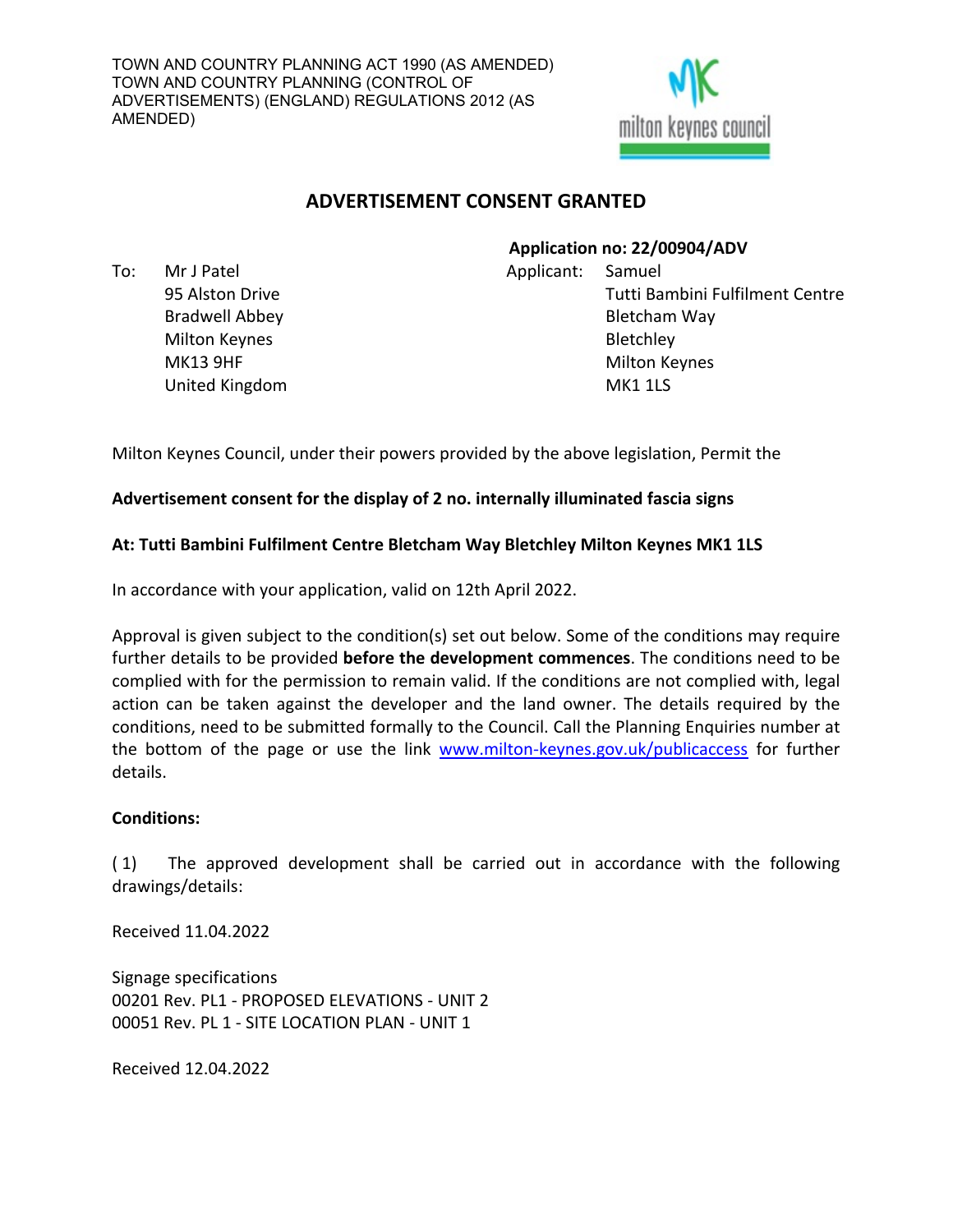TOWN AND COUNTRY PLANNING ACT 1990 (AS AMENDED)
TOWN AND COUNTRY PLANNING (CONTROL OF ADVERTISEMENTS) (ENGLAND) REGULATIONS 2012 (AS AMENDED)

milton keynes council

# ADVERTISEMENT CONSENT GRANTED

**Application no: 22/00904/ADV**

To: Mr J Patel
95 Alston Drive
Bradwell Abbey
Milton Keynes
MK13 9HF
United Kingdom

Applicant: Samuel
Tutti Bambini Fulfilment Centre
Bletcham Way
Bletchley
Milton Keynes
MK1 1LS

Milton Keynes Council, under their powers provided by the above legislation, Permit the

**Advertisement consent for the display of 2 no. internally illuminated fascia signs**

**At: Tutti Bambini Fulfilment Centre Bletcham Way Bletchley Milton Keynes MK1 1LS**

In accordance with your application, valid on 12th April 2022.

Approval is given subject to the condition(s) set out below. Some of the conditions may require further details to be provided **before the development commences**. The conditions need to be complied with for the permission to remain valid. If the conditions are not complied with, legal action can be taken against the developer and the land owner. The details required by the conditions, need to be submitted formally to the Council. Call the Planning Enquiries number at the bottom of the page or use the link www.milton-keynes.gov.uk/publicaccess for further details.

**Conditions:**

( 1) The approved development shall be carried out in accordance with the following drawings/details:

Received 11.04.2022

Signage specifications
00201 Rev. PL1 - PROPOSED ELEVATIONS - UNIT 2
00051 Rev. PL 1 - SITE LOCATION PLAN - UNIT 1

Received 12.04.2022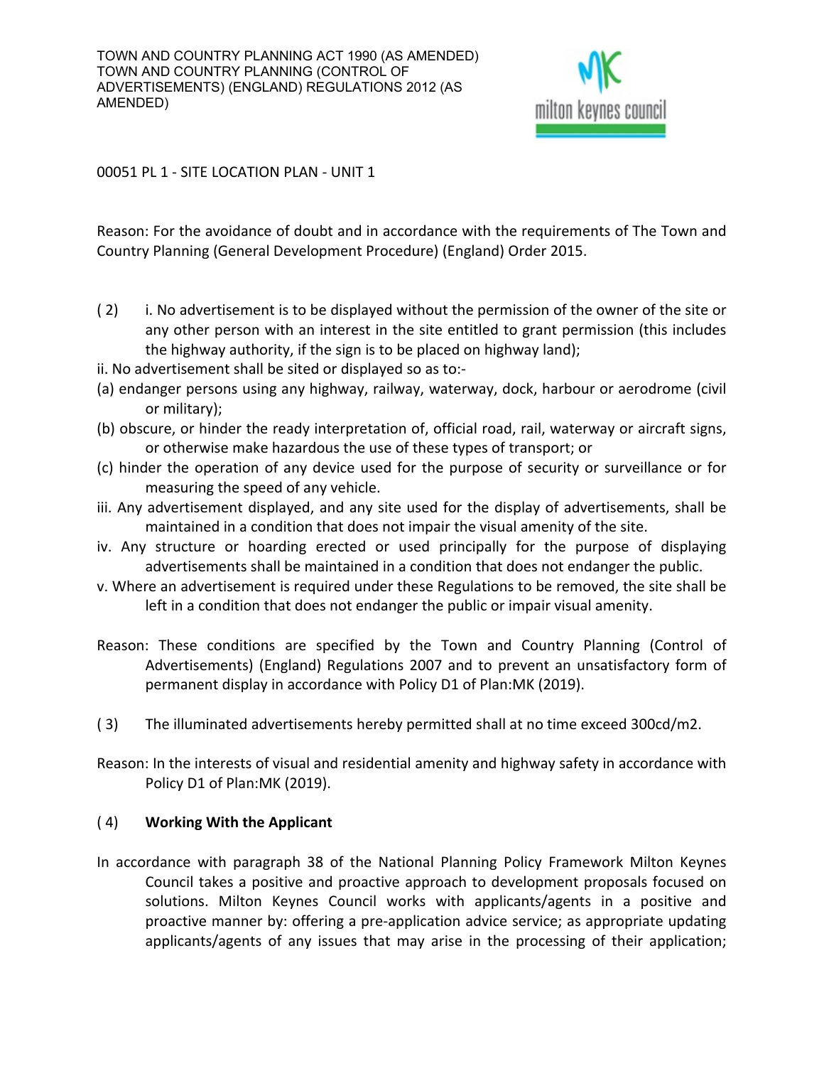TOWN AND COUNTRY PLANNING ACT 1990 (AS AMENDED)
TOWN AND COUNTRY PLANNING (CONTROL OF ADVERTISEMENTS) (ENGLAND) REGULATIONS 2012 (AS AMENDED)

00051 PL 1 - SITE LOCATION PLAN - UNIT 1

Reason: For the avoidance of doubt and in accordance with the requirements of The Town and Country Planning (General Development Procedure) (England) Order 2015.

( 2 ) i. No advertisement is to be displayed without the permission of the owner of the site or any other person with an interest in the site entitled to grant permission (this includes the highway authority, if the sign is to be placed on highway land);

ii. No advertisement shall be sited or displayed so as to:-

(a) endanger persons using any highway, railway, waterway, dock, harbour or aerodrome (civil or military);

(b) obscure, or hinder the ready interpretation of, official road, rail, waterway or aircraft signs, or otherwise make hazardous the use of these types of transport; or

(c) hinder the operation of any device used for the purpose of security or surveillance or for measuring the speed of any vehicle.

iii. Any advertisement displayed, and any site used for the display of advertisements, shall be maintained in a condition that does not impair the visual amenity of the site.

iv. Any structure or hoarding erected or used principally for the purpose of displaying advertisements shall be maintained in a condition that does not endanger the public.

v. Where an advertisement is required under these Regulations to be removed, the site shall be left in a condition that does not endanger the public or impair visual amenity.

Reason: These conditions are specified by the Town and Country Planning (Control of Advertisements) (England) Regulations 2007 and to prevent an unsatisfactory form of permanent display in accordance with Policy D1 of Plan:MK (2019).

( 3 ) The illuminated advertisements hereby permitted shall at no time exceed 300cd/m2.

Reason: In the interests of visual and residential amenity and highway safety in accordance with Policy D1 of Plan:MK (2019).

( 4 ) **Working With the Applicant**

In accordance with paragraph 38 of the National Planning Policy Framework Milton Keynes Council takes a positive and proactive approach to development proposals focused on solutions. Milton Keynes Council works with applicants/agents in a positive and proactive manner by: offering a pre-application advice service; as appropriate updating applicants/agents of any issues that may arise in the processing of their application;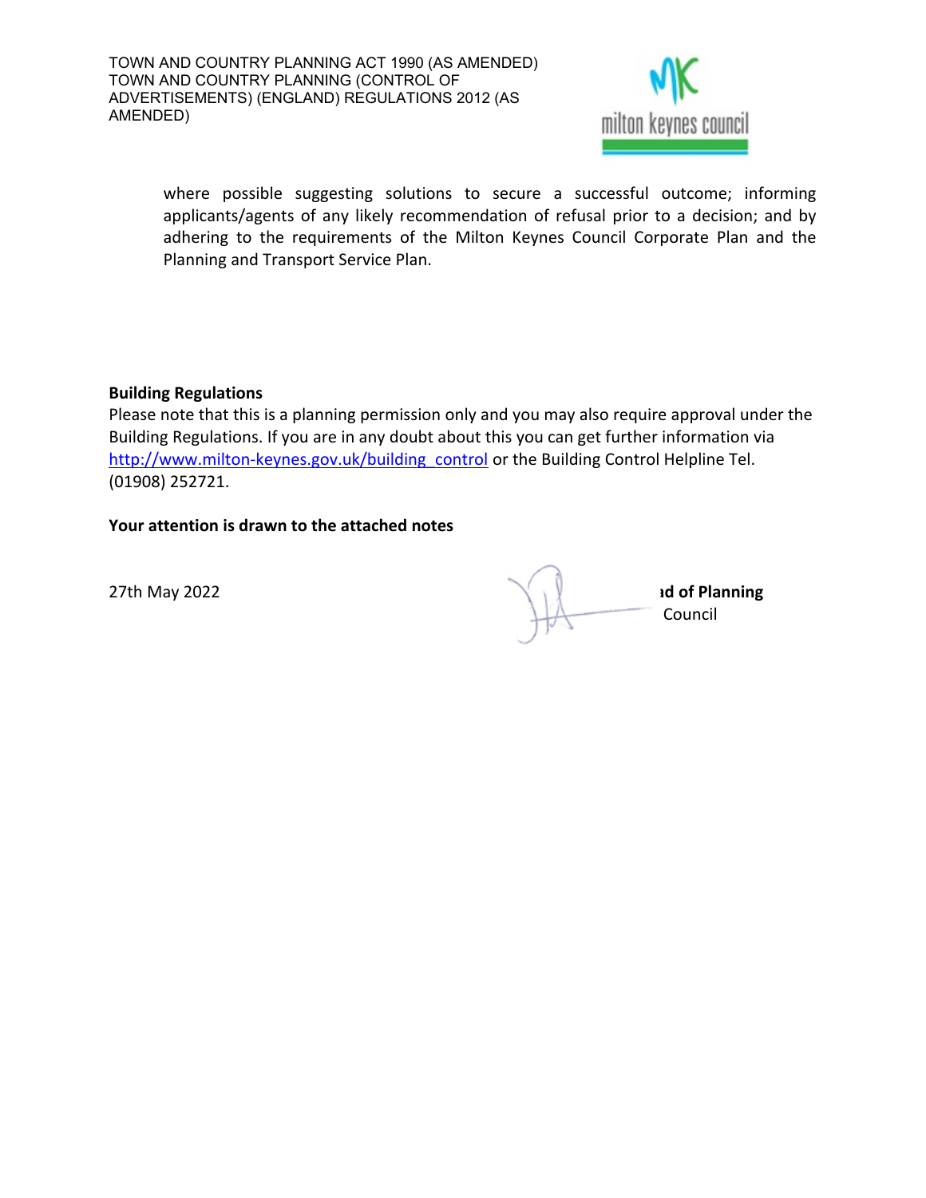where possible suggesting solutions to secure a successful outcome; informing applicants/agents of any likely recommendation of refusal prior to a decision; and by adhering to the requirements of the Milton Keynes Council Corporate Plan and the Planning and Transport Service Plan.

**Building Regulations**

Please note that this is a planning permission only and you may also require approval under the Building Regulations. If you are in any doubt about this you can get further information via http://www.milton-keynes.gov.uk/building_control or the Building Control Helpline Tel. (01908) 252721.

**Your attention is drawn to the attached notes**

27th May 2022

**ıd of Planning**
Council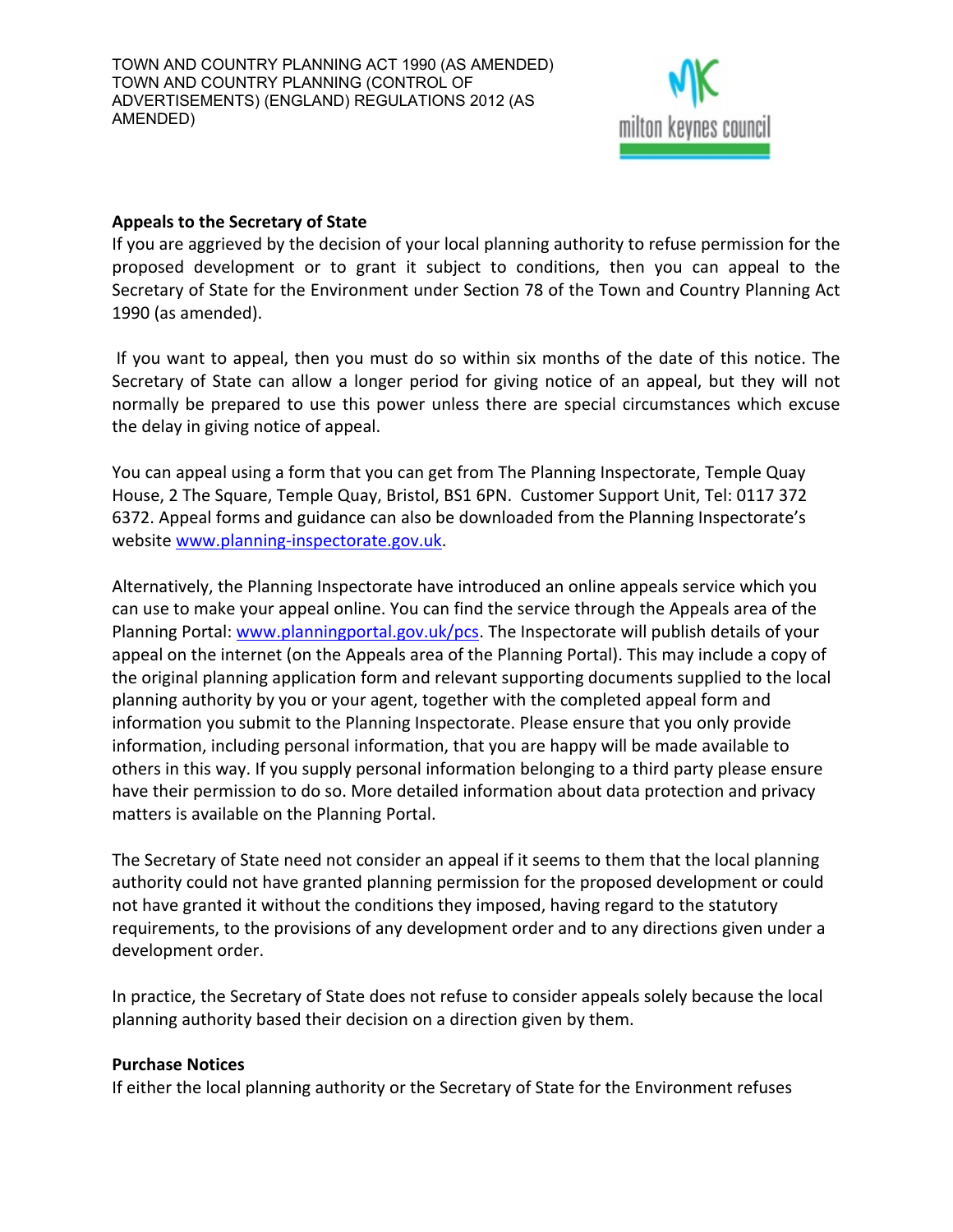TOWN AND COUNTRY PLANNING ACT 1990 (AS AMENDED)
TOWN AND COUNTRY PLANNING (CONTROL OF ADVERTISEMENTS) (ENGLAND) REGULATIONS 2012 (AS AMENDED)

**Appeals to the Secretary of State**

If you are aggrieved by the decision of your local planning authority to refuse permission for the proposed development or to grant it subject to conditions, then you can appeal to the Secretary of State for the Environment under Section 78 of the Town and Country Planning Act 1990 (as amended).

If you want to appeal, then you must do so within six months of the date of this notice. The Secretary of State can allow a longer period for giving notice of an appeal, but they will not normally be prepared to use this power unless there are special circumstances which excuse the delay in giving notice of appeal.

You can appeal using a form that you can get from The Planning Inspectorate, Temple Quay House, 2 The Square, Temple Quay, Bristol, BS1 6PN. Customer Support Unit, Tel: 0117 372 6372. Appeal forms and guidance can also be downloaded from the Planning Inspectorate's website www.planning-inspectorate.gov.uk.

Alternatively, the Planning Inspectorate have introduced an online appeals service which you can use to make your appeal online. You can find the service through the Appeals area of the Planning Portal: www.planningportal.gov.uk/pcs. The Inspectorate will publish details of your appeal on the internet (on the Appeals area of the Planning Portal). This may include a copy of the original planning application form and relevant supporting documents supplied to the local planning authority by you or your agent, together with the completed appeal form and information you submit to the Planning Inspectorate. Please ensure that you only provide information, including personal information, that you are happy will be made available to others in this way. If you supply personal information belonging to a third party please ensure have their permission to do so. More detailed information about data protection and privacy matters is available on the Planning Portal.

The Secretary of State need not consider an appeal if it seems to them that the local planning authority could not have granted planning permission for the proposed development or could not have granted it without the conditions they imposed, having regard to the statutory requirements, to the provisions of any development order and to any directions given under a development order.

In practice, the Secretary of State does not refuse to consider appeals solely because the local planning authority based their decision on a direction given by them.

**Purchase Notices**

If either the local planning authority or the Secretary of State for the Environment refuses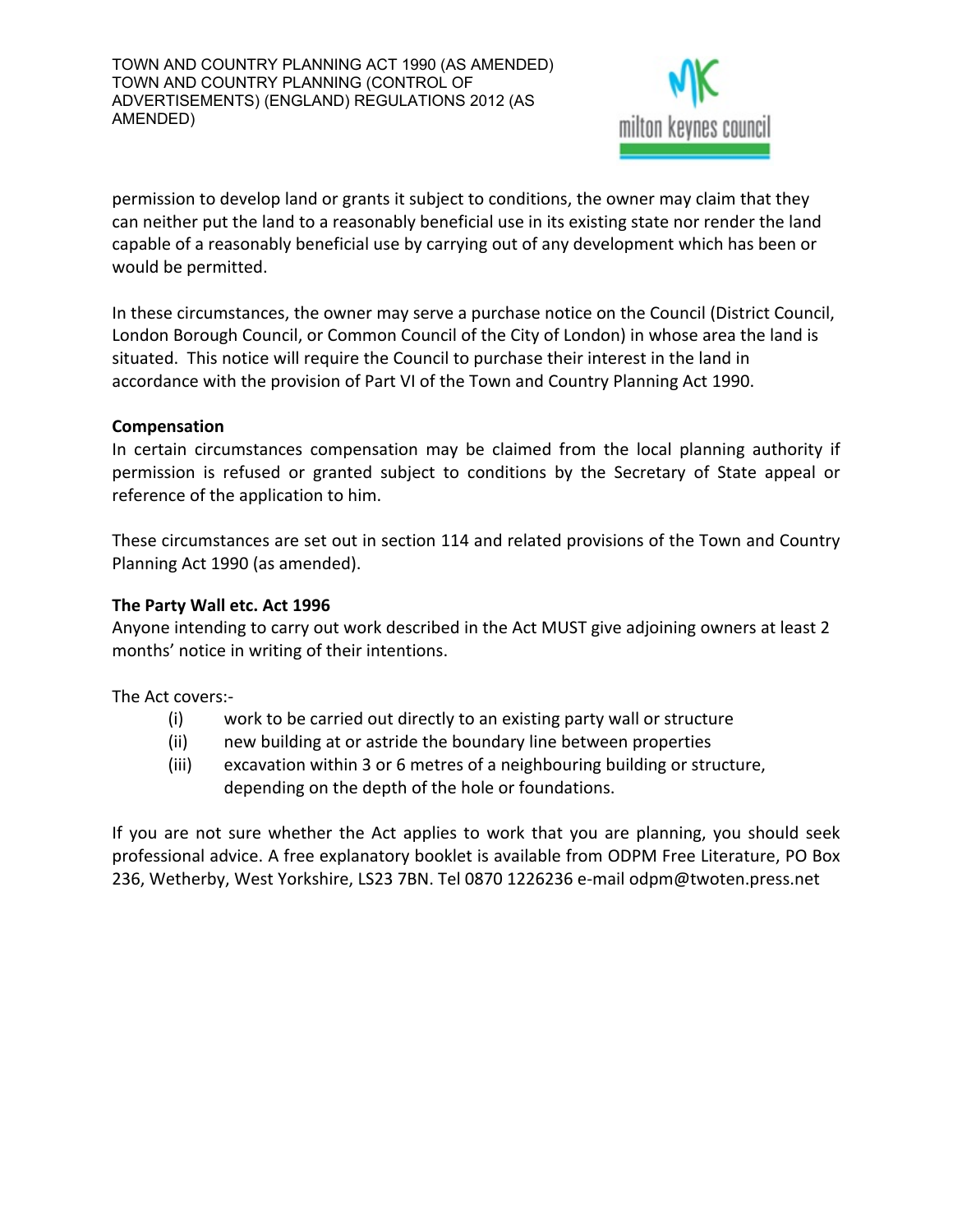permission to develop land or grants it subject to conditions, the owner may claim that they can neither put the land to a reasonably beneficial use in its existing state nor render the land capable of a reasonably beneficial use by carrying out of any development which has been or would be permitted.

In these circumstances, the owner may serve a purchase notice on the Council (District Council, London Borough Council, or Common Council of the City of London) in whose area the land is situated. This notice will require the Council to purchase their interest in the land in accordance with the provision of Part VI of the Town and Country Planning Act 1990.

**Compensation**

In certain circumstances compensation may be claimed from the local planning authority if permission is refused or granted subject to conditions by the Secretary of State appeal or reference of the application to him.

These circumstances are set out in section 114 and related provisions of the Town and Country Planning Act 1990 (as amended).

**The Party Wall etc. Act 1996**

Anyone intending to carry out work described in the Act MUST give adjoining owners at least 2 months' notice in writing of their intentions.

The Act covers:-

(i) work to be carried out directly to an existing party wall or structure
(ii) new building at or astride the boundary line between properties
(iii) excavation within 3 or 6 metres of a neighbouring building or structure, depending on the depth of the hole or foundations.

If you are not sure whether the Act applies to work that you are planning, you should seek professional advice. A free explanatory booklet is available from ODPM Free Literature, PO Box 236, Wetherby, West Yorkshire, LS23 7BN. Tel 0870 1226236 e-mail odpm@twoten.press.net